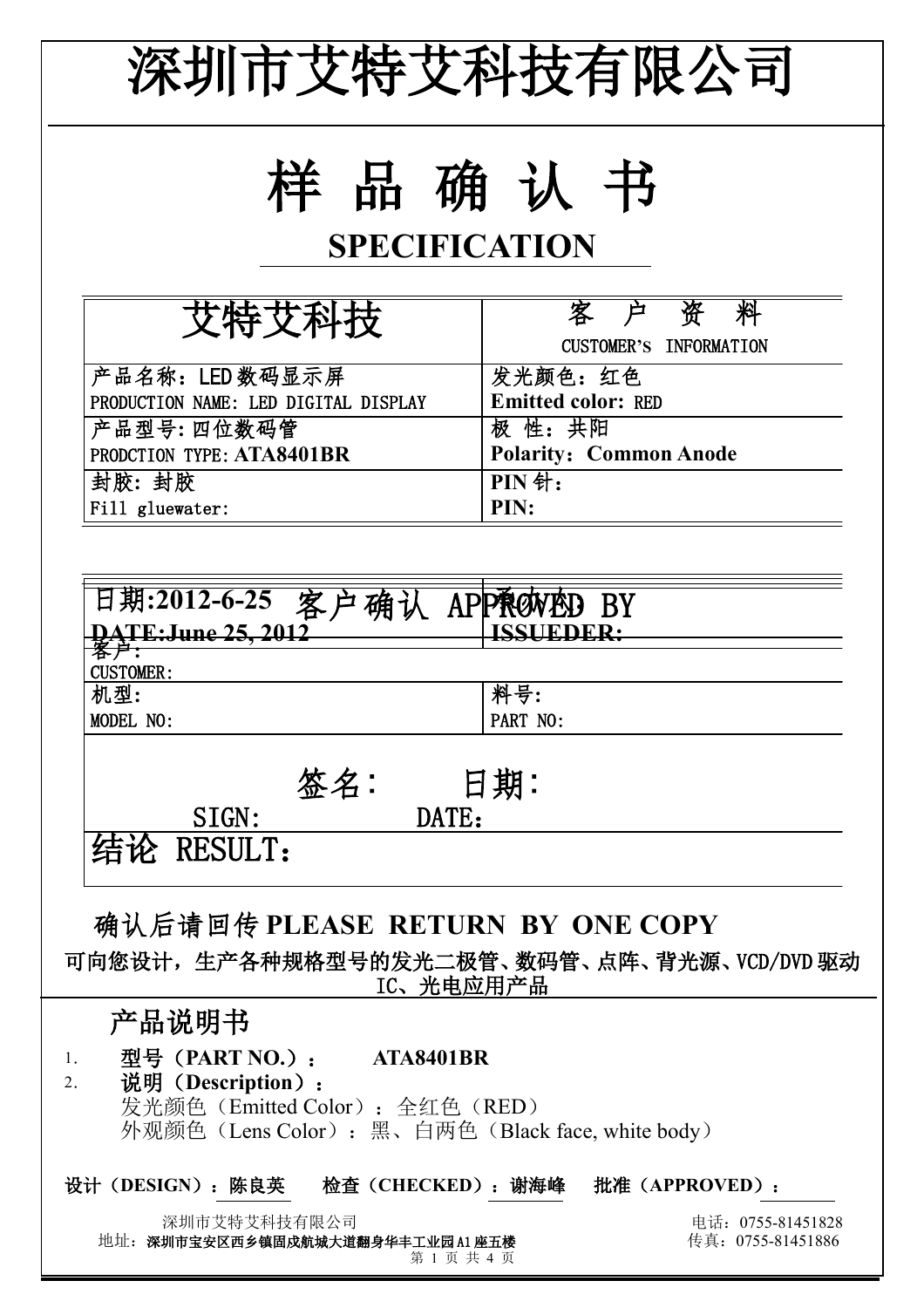# 深圳市艾特艾科技有限公司

# 样 品 确 认 书

## SPECIFICATION

| 艾特艾科技 | 客 户 资 料<br>CUSTOMER'S INFORMATION |
|---|---|
| 产品名称：LED 数码显示屏<br>PRODUCTION NAME: LED DIGITAL DISPLAY | 发光颜色：红色<br>**Emitted color:** RED |
| 产品型号: 四位数码管<br>PRODCTION TYPE: **ATA8401BR** | 极 性：共阳<br>**Polarity：Common Anode** |
| 封胶: 封胶<br>Fill gluewater: | PIN 针：<br>**PIN:** |

| 日期:**2012-6-25**<br>**DATE:June 25, 2012** | 承办人:<br>**ISSUEDER:** |
|---|---|

客户确认 APPROVED BY

| 客户:<br>CUSTOMER: | |
|---|---|
| 机型:<br>MODEL NO: | 料号:<br>PART NO: |
| 签名：　　日期：<br>SIGN:　　　DATE： | |
| 结论 RESULT： | |

确认后请回传 **PLEASE RETURN BY ONE COPY**

**可向您设计，生产各种规格型号的发光二极管、数码管、点阵、背光源、VCD/DVD 驱动IC、光电应用产品**

## 产品说明书

1. **型号（PART NO.）： ATA8401BR**
2. **说明（Description）：**
   发光颜色（Emitted Color）：全红色（RED）
   外观颜色（Lens Color）：黑、白两色（Black face, white body）

**设计（DESIGN）：陈良英　　检查（CHECKED）：谢海峰　　批准（APPROVED）：**

深圳市艾特艾科技有限公司　　电话：0755-81451828
地址：**深圳市宝安区西乡镇固戌航城大道翻身华丰工业园A1座五楼**　　传真：0755-81451886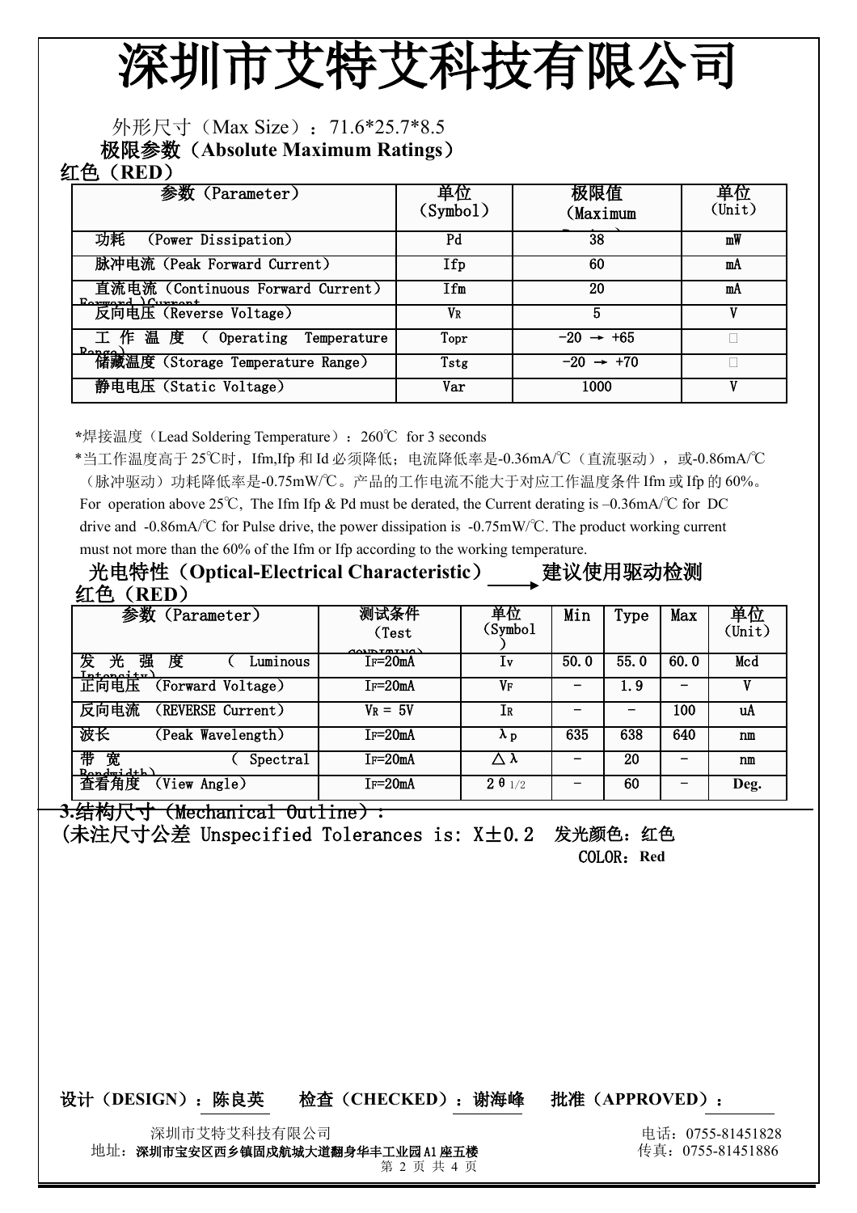// Output follows.
# 深圳市艾特艾科技有限公司

外形尺寸（Max Size）：71.6*25.7*8.5

## 极限参数（Absolute Maximum Ratings）

红色（RED）

| 参数（Parameter） | 单位（Symbol） | 极限值（Maximum Rating） | 单位（Unit） |
|---|---|---|---|
| 功耗 （Power Dissipation） | Pd | 38 | mW |
| 脉冲电流（Peak Forward Current） | Ifp | 60 | mA |
| 直流电流（Continuous Forward Current） | Ifm | 20 | mA |
| 反向电压（Reverse Voltage） | $V_R$ | 5 | V |
| 工作温度（Operating Temperature Range） | Topr | -20 → +65 | ℃ |
| 储藏温度（Storage Temperature Range） | Tstg | -20 → +70 | ℃ |
| 静电电压（Static Voltage） | Var | 1000 | V |

*焊接温度（Lead Soldering Temperature）：260℃ for 3 seconds

*当工作温度高于 25℃时，Ifm,Ifp 和 Id 必须降低；电流降低率是-0.36mA/℃（直流驱动），或-0.86mA/℃（脉冲驱动）功耗降低率是-0.75mW/℃。产品的工作电流不能大于对应工作温度条件 Ifm 或 Ifp 的 60%。

For operation above 25℃, The Ifm Ifp & Pd must be derated, the Current derating is –0.36mA/℃ for DC drive and -0.86mA/℃ for Pulse drive, the power dissipation is -0.75mW/℃. The product working current must not more than the 60% of the Ifm or Ifp according to the working temperature.

## 光电特性（Optical-Electrical Characteristic） → 建议使用驱动检测

红色（RED）

| 参数（Parameter） | 测试条件（Test CONDITIONS） | 单位（Symbol） | Min | Type | Max | 单位（Unit） |
|---|---|---|---|---|---|---|
| 发光强度（Luminous Intensity） | $I_F$=20mA | Iv | 50.0 | 55.0 | 60.0 | Mcd |
| 正向电压 （Forward Voltage） | $I_F$=20mA | $V_F$ | - | 1.9 | - | V |
| 反向电流 （REVERSE Current） | $V_R$ = 5V | $I_R$ | - | - | 100 | uA |
| 波长 （Peak Wavelength） | $I_F$=20mA | $\lambda_p$ | 635 | 638 | 640 | nm |
| 带宽 （Spectral Bandwidth） | $I_F$=20mA | $\Delta\lambda$ | - | 20 | - | nm |
| 查看角度 （View Angle） | $I_F$=20mA | $2\theta_{1/2}$ | - | 60 | - | Deg. |

## 3.结构尺寸（Mechanical Outline）：

(未注尺寸公差 Unspecified Tolerances is: X±0.2 发光颜色：红色

COLOR：Red

设计（DESIGN）：陈良英 检查（CHECKED）：谢海峰 批准（APPROVED）：

深圳市艾特艾科技有限公司

地址：深圳市宝安区西乡镇固戍航城大道翻身华丰工业园 A1 座五楼

电话：0755-81451828

传真：0755-81451886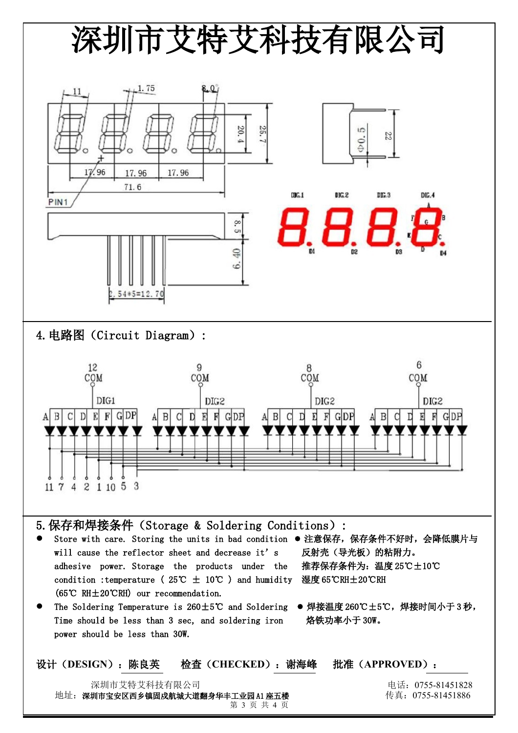# 深圳市艾特艾科技有限公司

11 1.75 8.0

20.4 25.7

17.96 17.96 17.96

71.6

PIN1

Φ0.5 22

DIG.1 DIG.2 DIG.3 DIG.4

A B F G E C D D1 D2 D3 D4

8.5 6.40

2.54*5=12.70

## 4.电路图（Circuit Diagram）：

12 COM DIG1 | 9 COM DIG2 | 8 COM DIG2 | 6 COM DIG2

A B C D E F G DP

11 7 4 2 1 10 5 3

## 5.保存和焊接条件（Storage & Soldering Conditions）：

- Store with care. Storing the units in bad condition will cause the reflector sheet and decrease it' s adhesive power. Storage the products under the condition :temperature ( 25℃ ± 10℃ ) and humidity (65℃ RH±20℃RH) our recommendation.
- 注意保存，保存条件不好时，会降低膜片与反射壳（导光板）的粘附力。推荐保存条件为：温度25℃±10℃ 湿度65℃RH±20℃RH
- The Soldering Temperature is 260±5℃ and Soldering Time should be less than 3 sec, and soldering iron power should be less than 30W.
- 焊接温度260℃±5℃，焊接时间小于3秒，烙铁功率小于30W。

设计（DESIGN）：陈良英　　检查（CHECKED）：谢海峰　　批准（APPROVED）：

深圳市艾特艾科技有限公司
地址：深圳市宝安区西乡镇固戍航城大道翻身华丰工业园A1座五楼
电话：0755-81451828
传真：0755-81451886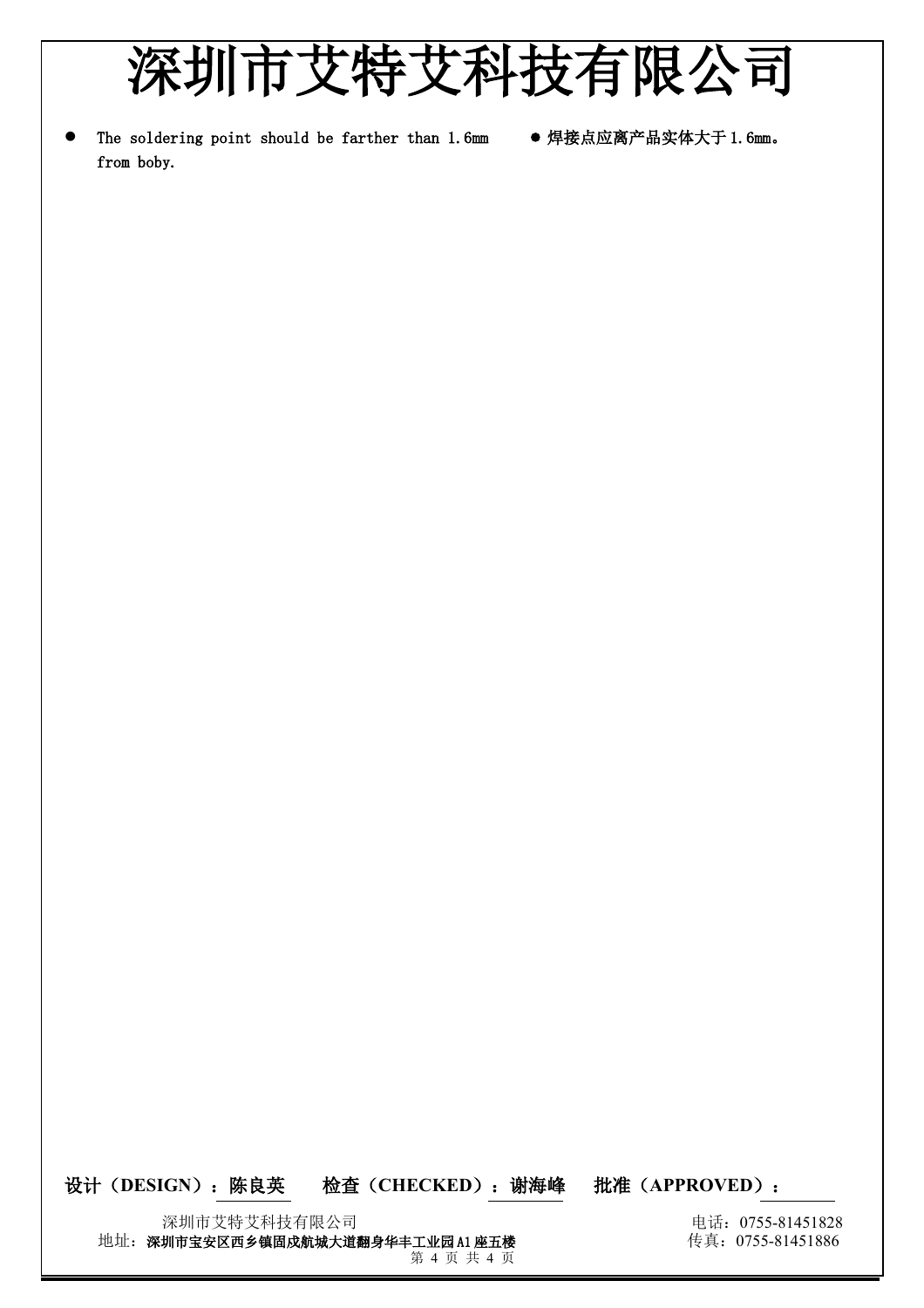# 深圳市艾特艾科技有限公司

- The soldering point should be farther than 1.6mm from boby.
- 焊接点应离产品实体大于1.6mm。

设计（DESIGN）：陈良英　　检查（CHECKED）：谢海峰　　批准（APPROVED）：

深圳市艾特艾科技有限公司　　电话：0755-81451828

地址：深圳市宝安区西乡镇固戍航城大道翻身华丰工业园A1座五楼　　传真：0755-81451886